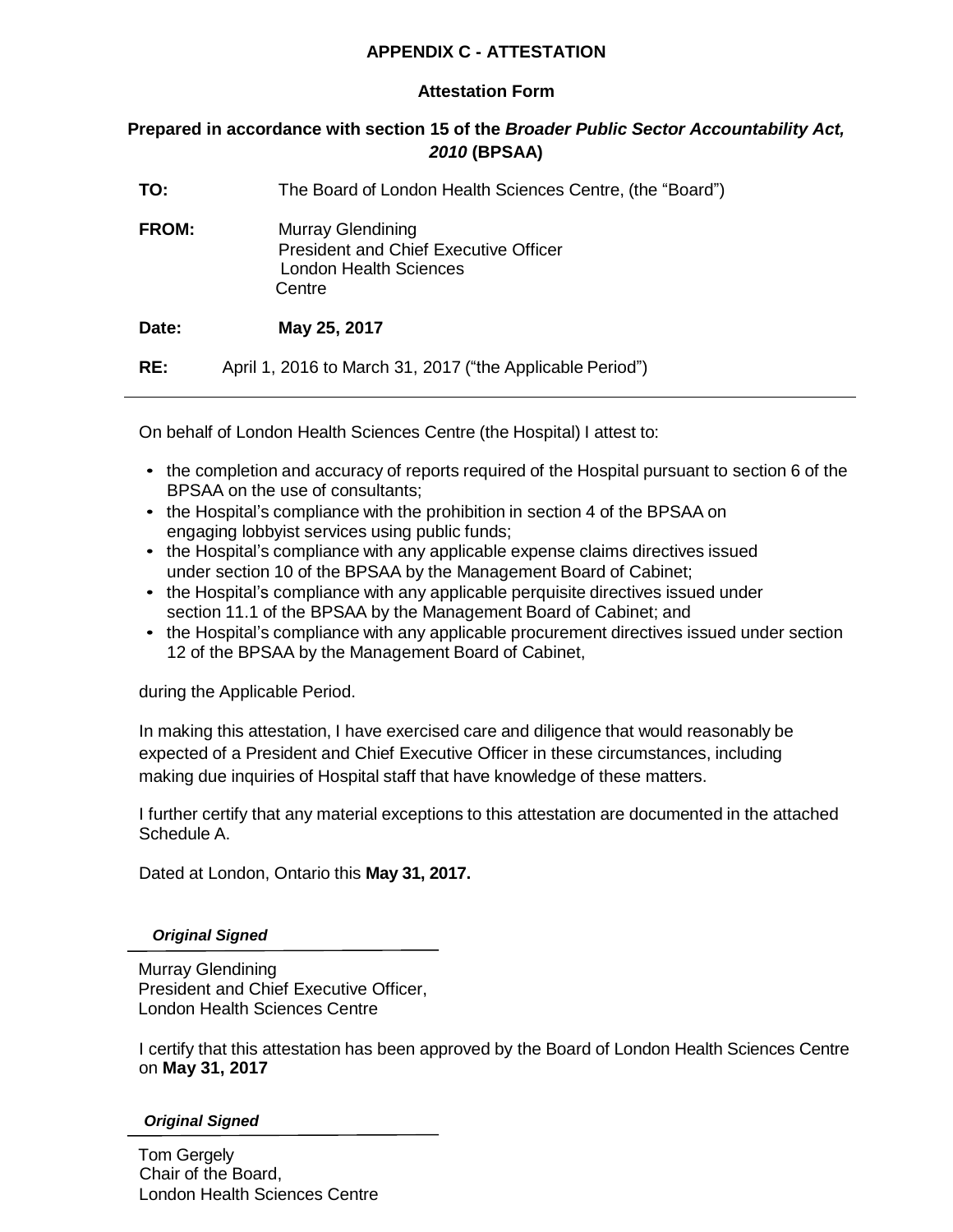**APPENDIX C - ATTESTATION**

**Attestation Form**

**Prepared in accordance with section 15 of the *Broader Public Sector Accountability Act, 2010* (BPSAA)**

**TO:** The Board of London Health Sciences Centre, (the "Board")

**FROM:** Murray Glendining
President and Chief Executive Officer
London Health Sciences Centre

**Date:** **May 25, 2017**

**RE:** April 1, 2016 to March 31, 2017 ("the Applicable Period")

---

On behalf of London Health Sciences Centre (the Hospital) I attest to:

- the completion and accuracy of reports required of the Hospital pursuant to section 6 of the BPSAA on the use of consultants;
- the Hospital's compliance with the prohibition in section 4 of the BPSAA on engaging lobbyist services using public funds;
- the Hospital's compliance with any applicable expense claims directives issued under section 10 of the BPSAA by the Management Board of Cabinet;
- the Hospital's compliance with any applicable perquisite directives issued under section 11.1 of the BPSAA by the Management Board of Cabinet; and
- the Hospital's compliance with any applicable procurement directives issued under section 12 of the BPSAA by the Management Board of Cabinet,

during the Applicable Period.

In making this attestation, I have exercised care and diligence that would reasonably be expected of a President and Chief Executive Officer in these circumstances, including making due inquiries of Hospital staff that have knowledge of these matters.

I further certify that any material exceptions to this attestation are documented in the attached Schedule A.

Dated at London, Ontario this **May 31, 2017.**

***Original Signed***

Murray Glendining
President and Chief Executive Officer,
London Health Sciences Centre

I certify that this attestation has been approved by the Board of London Health Sciences Centre on **May 31, 2017**

***Original Signed***

Tom Gergely
Chair of the Board,
London Health Sciences Centre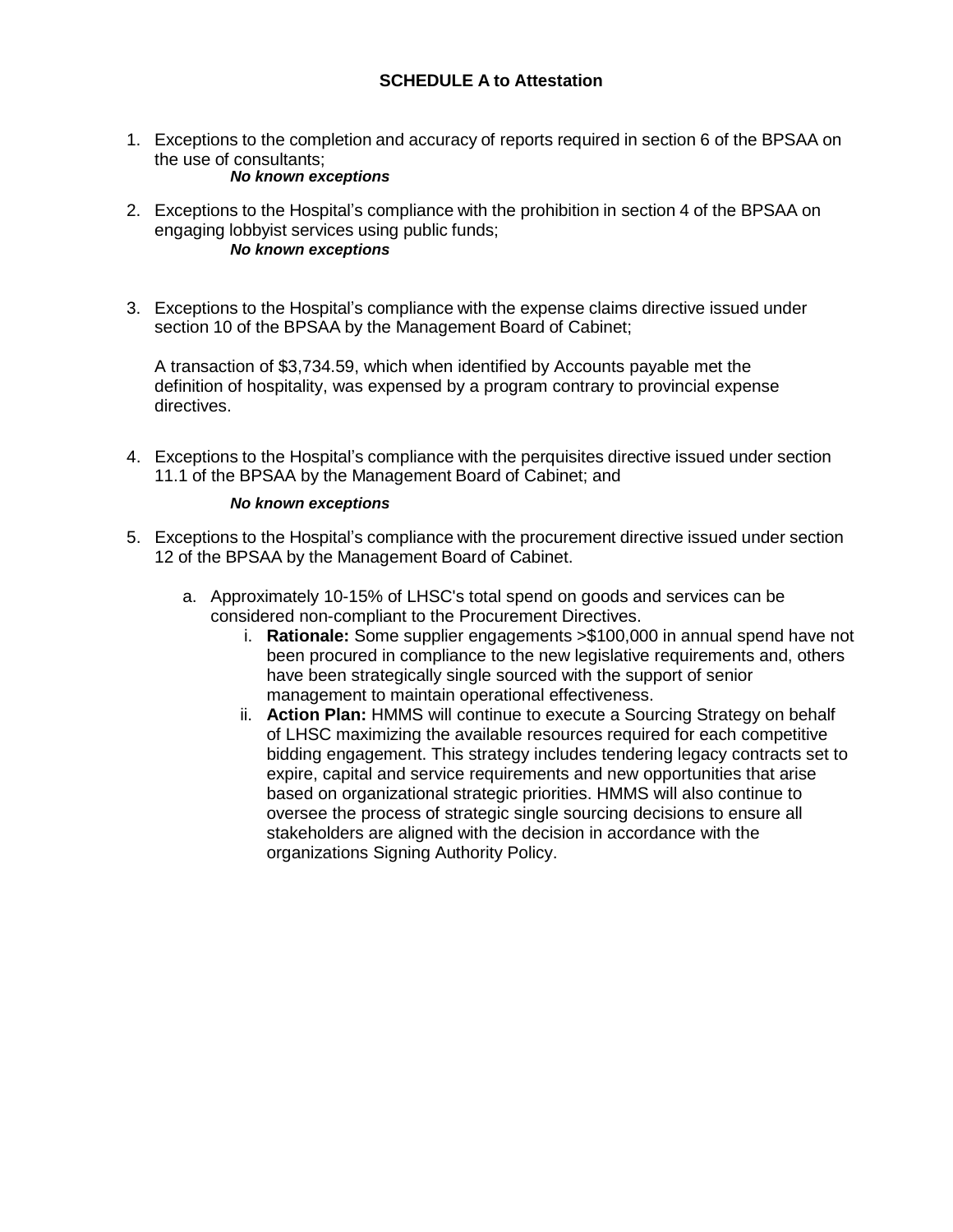**SCHEDULE A to Attestation**

1. Exceptions to the completion and accuracy of reports required in section 6 of the BPSAA on the use of consultants;

   ***No known exceptions***

2. Exceptions to the Hospital's compliance with the prohibition in section 4 of the BPSAA on engaging lobbyist services using public funds;

   ***No known exceptions***

3. Exceptions to the Hospital's compliance with the expense claims directive issued under section 10 of the BPSAA by the Management Board of Cabinet;

   A transaction of $3,734.59, which when identified by Accounts payable met the definition of hospitality, was expensed by a program contrary to provincial expense directives.

4. Exceptions to the Hospital's compliance with the perquisites directive issued under section 11.1 of the BPSAA by the Management Board of Cabinet; and

   ***No known exceptions***

5. Exceptions to the Hospital's compliance with the procurement directive issued under section 12 of the BPSAA by the Management Board of Cabinet.

   a. Approximately 10-15% of LHSC's total spend on goods and services can be considered non-compliant to the Procurement Directives.

      i. **Rationale:** Some supplier engagements >$100,000 in annual spend have not been procured in compliance to the new legislative requirements and, others have been strategically single sourced with the support of senior management to maintain operational effectiveness.

      ii. **Action Plan:** HMMS will continue to execute a Sourcing Strategy on behalf of LHSC maximizing the available resources required for each competitive bidding engagement. This strategy includes tendering legacy contracts set to expire, capital and service requirements and new opportunities that arise based on organizational strategic priorities. HMMS will also continue to oversee the process of strategic single sourcing decisions to ensure all stakeholders are aligned with the decision in accordance with the organizations Signing Authority Policy.